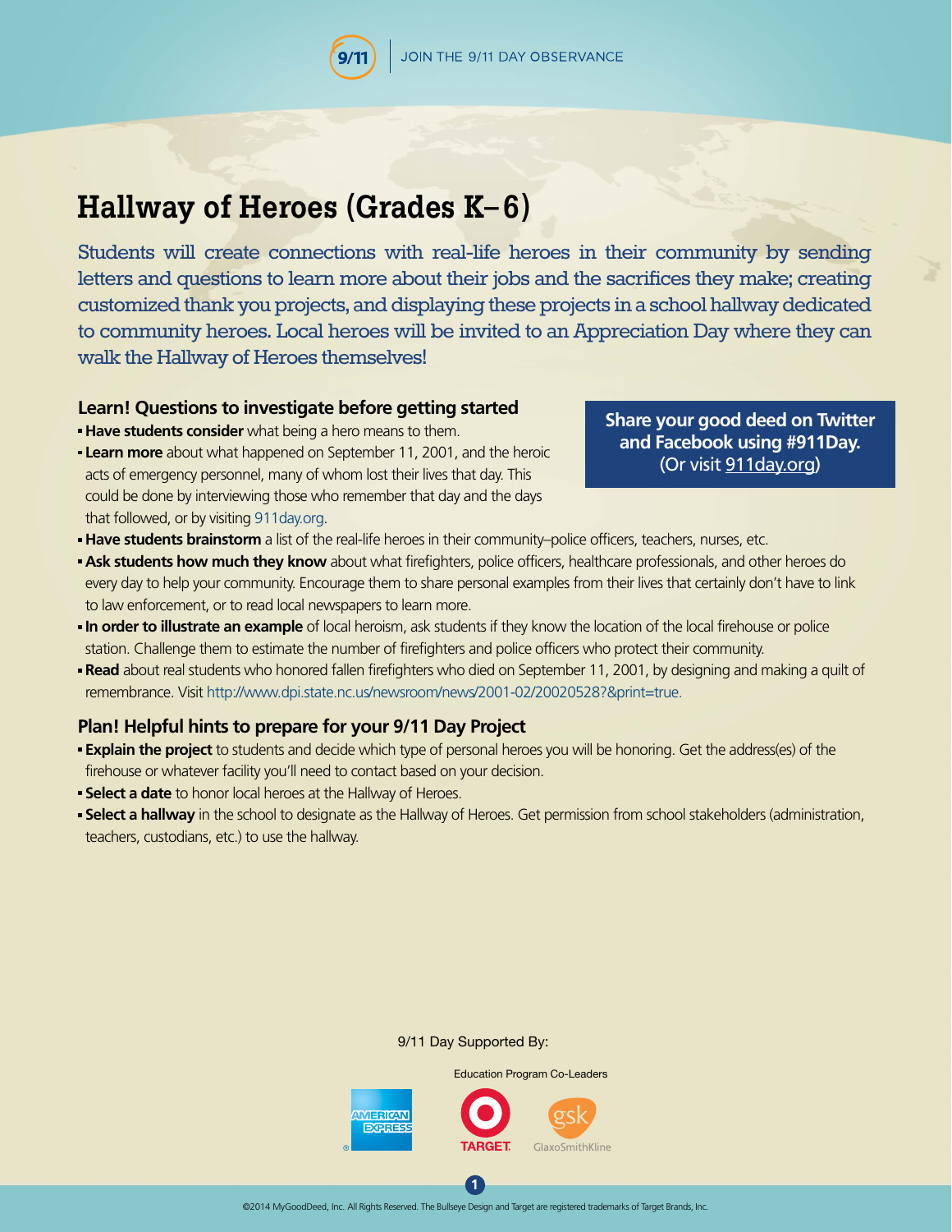JOIN THE 9/11 DAY OBSERVANCE

# Hallway of Heroes (Grades K–6)

Students will create connections with real-life heroes in their community by sending letters and questions to learn more about their jobs and the sacrifices they make; creating customized thank you projects, and displaying these projects in a school hallway dedicated to community heroes. Local heroes will be invited to an Appreciation Day where they can walk the Hallway of Heroes themselves!

**Share your good deed on Twitter and Facebook using #911Day. (Or visit 911day.org)**

## Learn! Questions to investigate before getting started

- **Have students consider** what being a hero means to them.
- **Learn more** about what happened on September 11, 2001, and the heroic acts of emergency personnel, many of whom lost their lives that day. This could be done by interviewing those who remember that day and the days that followed, or by visiting 911day.org.
- **Have students brainstorm** a list of the real-life heroes in their community–police officers, teachers, nurses, etc.
- **Ask students how much they know** about what firefighters, police officers, healthcare professionals, and other heroes do every day to help your community. Encourage them to share personal examples from their lives that certainly don't have to link to law enforcement, or to read local newspapers to learn more.
- **In order to illustrate an example** of local heroism, ask students if they know the location of the local firehouse or police station. Challenge them to estimate the number of firefighters and police officers who protect their community.
- **Read** about real students who honored fallen firefighters who died on September 11, 2001, by designing and making a quilt of remembrance. Visit http://www.dpi.state.nc.us/newsroom/news/2001-02/20020528?&print=true.

## Plan! Helpful hints to prepare for your 9/11 Day Project

- **Explain the project** to students and decide which type of personal heroes you will be honoring. Get the address(es) of the firehouse or whatever facility you'll need to contact based on your decision.
- **Select a date** to honor local heroes at the Hallway of Heroes.
- **Select a hallway** in the school to designate as the Hallway of Heroes. Get permission from school stakeholders (administration, teachers, custodians, etc.) to use the hallway.

9/11 Day Supported By:

Education Program Co-Leaders

AMERICAN EXPRESS

TARGET

GlaxoSmithKline

©2014 MyGoodDeed, Inc. All Rights Reserved. The Bullseye Design and Target are registered trademarks of Target Brands, Inc.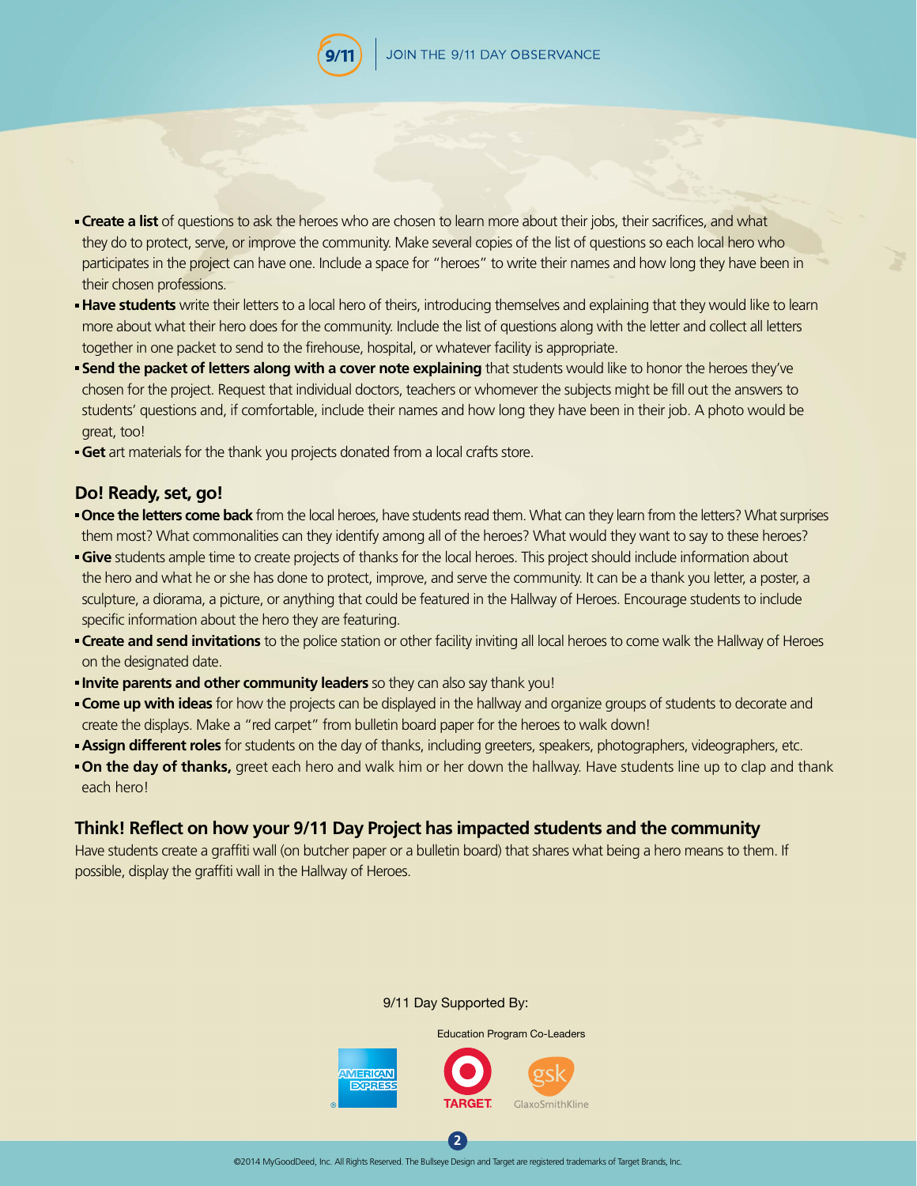- **Create a list** of questions to ask the heroes who are chosen to learn more about their jobs, their sacrifices, and what they do to protect, serve, or improve the community. Make several copies of the list of questions so each local hero who participates in the project can have one. Include a space for "heroes" to write their names and how long they have been in their chosen professions.
- **Have students** write their letters to a local hero of theirs, introducing themselves and explaining that they would like to learn more about what their hero does for the community. Include the list of questions along with the letter and collect all letters together in one packet to send to the firehouse, hospital, or whatever facility is appropriate.
- **Send the packet of letters along with a cover note explaining** that students would like to honor the heroes they've chosen for the project. Request that individual doctors, teachers or whomever the subjects might be fill out the answers to students' questions and, if comfortable, include their names and how long they have been in their job. A photo would be great, too!
- **Get** art materials for the thank you projects donated from a local crafts store.

## Do! Ready, set, go!

- **Once the letters come back** from the local heroes, have students read them. What can they learn from the letters? What surprises them most? What commonalities can they identify among all of the heroes? What would they want to say to these heroes?
- **Give** students ample time to create projects of thanks for the local heroes. This project should include information about the hero and what he or she has done to protect, improve, and serve the community. It can be a thank you letter, a poster, a sculpture, a diorama, a picture, or anything that could be featured in the Hallway of Heroes. Encourage students to include specific information about the hero they are featuring.
- **Create and send invitations** to the police station or other facility inviting all local heroes to come walk the Hallway of Heroes on the designated date.
- **Invite parents and other community leaders** so they can also say thank you!
- **Come up with ideas** for how the projects can be displayed in the hallway and organize groups of students to decorate and create the displays. Make a "red carpet" from bulletin board paper for the heroes to walk down!
- **Assign different roles** for students on the day of thanks, including greeters, speakers, photographers, videographers, etc.
- **On the day of thanks,** greet each hero and walk him or her down the hallway. Have students line up to clap and thank each hero!

## Think! Reflect on how your 9/11 Day Project has impacted students and the community

Have students create a graffiti wall (on butcher paper or a bulletin board) that shares what being a hero means to them. If possible, display the graffiti wall in the Hallway of Heroes.

9/11 Day Supported By:

Education Program Co-Leaders

American Express · Target · GlaxoSmithKline

©2014 MyGoodDeed, Inc. All Rights Reserved. The Bullseye Design and Target are registered trademarks of Target Brands, Inc.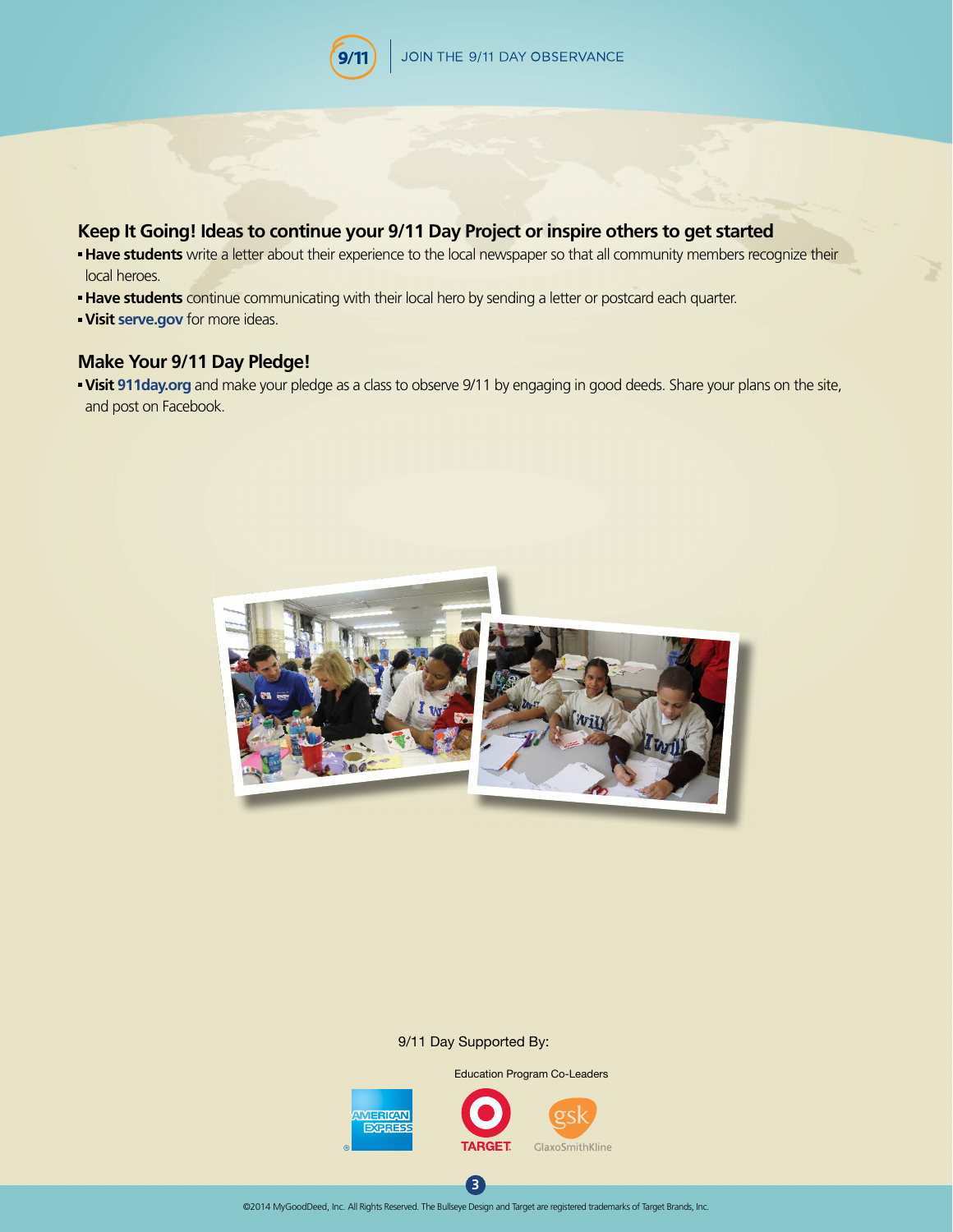## Keep It Going! Ideas to continue your 9/11 Day Project or inspire others to get started

- **Have students** write a letter about their experience to the local newspaper so that all community members recognize their local heroes.
- **Have students** continue communicating with their local hero by sending a letter or postcard each quarter.
- **Visit serve.gov** for more ideas.

## Make Your 9/11 Day Pledge!

- **Visit 911day.org** and make your pledge as a class to observe 9/11 by engaging in good deeds. Share your plans on the site, and post on Facebook.

9/11 Day Supported By:

Education Program Co-Leaders

AMERICAN EXPRESS

TARGET

gsk GlaxoSmithKline

©2014 MyGoodDeed, Inc. All Rights Reserved. The Bullseye Design and Target are registered trademarks of Target Brands, Inc.